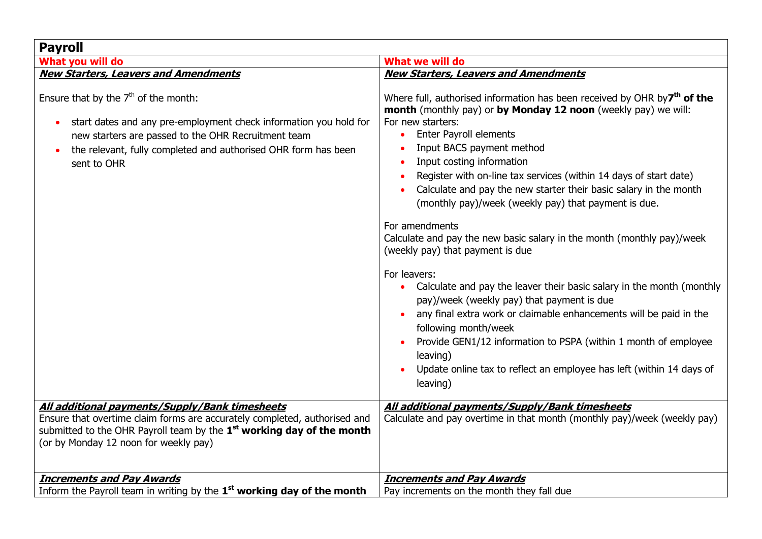| **Payroll** | |
|---|---|
| **What you will do** | **What we will do** |
| ***New Starters, Leavers and Amendments***<br><br>Ensure that by the 7th of the month:<br>• start dates and any pre-employment check information you hold for new starters are passed to the OHR Recruitment team<br>• the relevant, fully completed and authorised OHR form has been sent to OHR | ***New Starters, Leavers and Amendments***<br><br>Where full, authorised information has been received by OHR by **7th of the month** (monthly pay) or **by Monday 12 noon** (weekly pay) we will:<br>For new starters:<br>• Enter Payroll elements<br>• Input BACS payment method<br>• Input costing information<br>• Register with on-line tax services (within 14 days of start date)<br>• Calculate and pay the new starter their basic salary in the month (monthly pay)/week (weekly pay) that payment is due.<br><br>For amendments<br>Calculate and pay the new basic salary in the month (monthly pay)/week (weekly pay) that payment is due<br><br>For leavers:<br>• Calculate and pay the leaver their basic salary in the month (monthly pay)/week (weekly pay) that payment is due<br>• any final extra work or claimable enhancements will be paid in the following month/week<br>• Provide GEN1/12 information to PSPA (within 1 month of employee leaving)<br>• Update online tax to reflect an employee has left (within 14 days of leaving) |
| ***All additional payments/Supply/Bank timesheets***<br>Ensure that overtime claim forms are accurately completed, authorised and submitted to the OHR Payroll team by the **1st working day of the month** (or by Monday 12 noon for weekly pay) | ***All additional payments/Supply/Bank timesheets***<br>Calculate and pay overtime in that month (monthly pay)/week (weekly pay) |
| ***Increments and Pay Awards***<br>Inform the Payroll team in writing by the **1st working day of the month** | ***Increments and Pay Awards***<br>Pay increments on the month they fall due |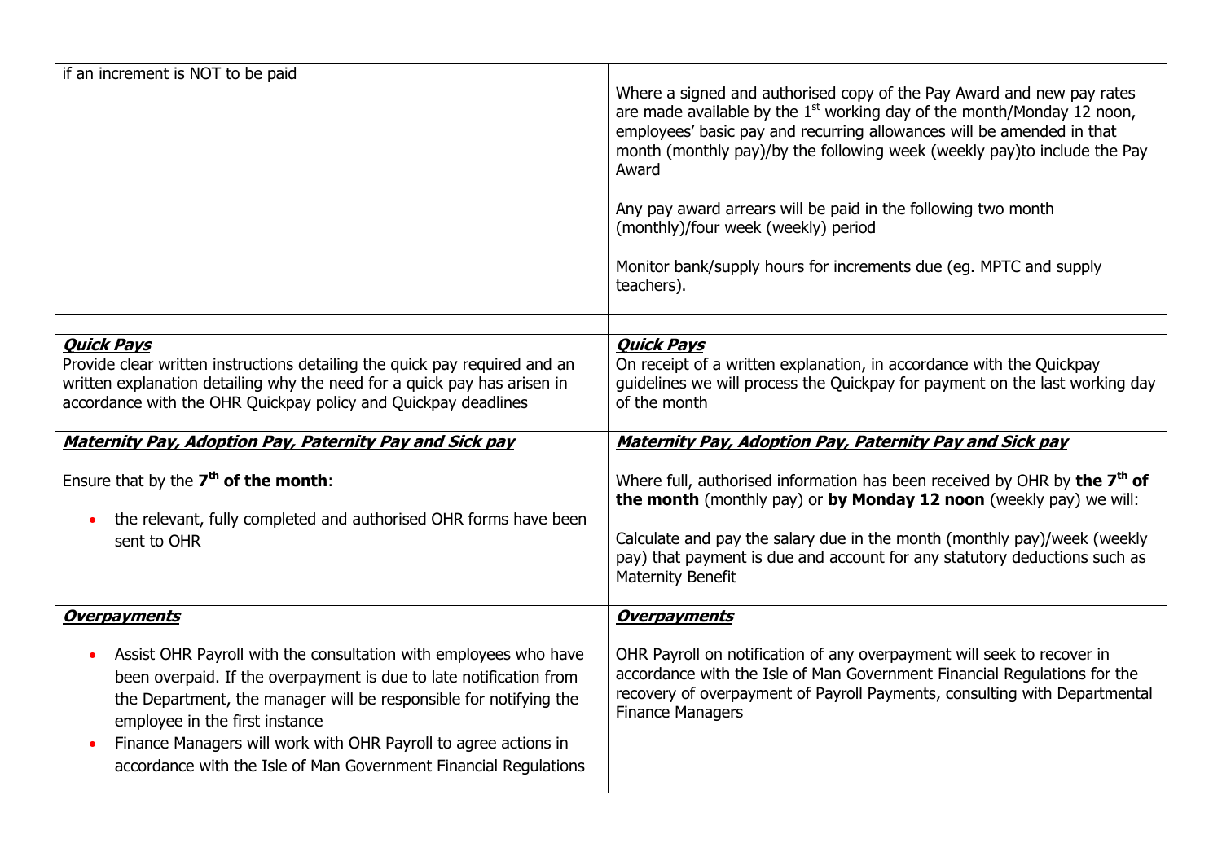| | |
|---|---|
| if an increment is NOT to be paid | Where a signed and authorised copy of the Pay Award and new pay rates are made available by the 1st working day of the month/Monday 12 noon, employees' basic pay and recurring allowances will be amended in that month (monthly pay)/by the following week (weekly pay)to include the Pay Award<br><br>Any pay award arrears will be paid in the following two month (monthly)/four week (weekly) period<br><br>Monitor bank/supply hours for increments due (eg. MPTC and supply teachers). |
| | |
| ***Quick Pays***<br>Provide clear written instructions detailing the quick pay required and an written explanation detailing why the need for a quick pay has arisen in accordance with the OHR Quickpay policy and Quickpay deadlines | ***Quick Pays***<br>On receipt of a written explanation, in accordance with the Quickpay guidelines we will process the Quickpay for payment on the last working day of the month |
| ***Maternity Pay, Adoption Pay, Paternity Pay and Sick pay***<br><br>Ensure that by the **7th of the month**:<br><br>• the relevant, fully completed and authorised OHR forms have been sent to OHR | ***Maternity Pay, Adoption Pay, Paternity Pay and Sick pay***<br><br>Where full, authorised information has been received by OHR by **the 7th of the month** (monthly pay) or **by Monday 12 noon** (weekly pay) we will:<br><br>Calculate and pay the salary due in the month (monthly pay)/week (weekly pay) that payment is due and account for any statutory deductions such as Maternity Benefit |
| ***Overpayments***<br><br>• Assist OHR Payroll with the consultation with employees who have been overpaid. If the overpayment is due to late notification from the Department, the manager will be responsible for notifying the employee in the first instance<br>• Finance Managers will work with OHR Payroll to agree actions in accordance with the Isle of Man Government Financial Regulations | ***Overpayments***<br><br>OHR Payroll on notification of any overpayment will seek to recover in accordance with the Isle of Man Government Financial Regulations for the recovery of overpayment of Payroll Payments, consulting with Departmental Finance Managers |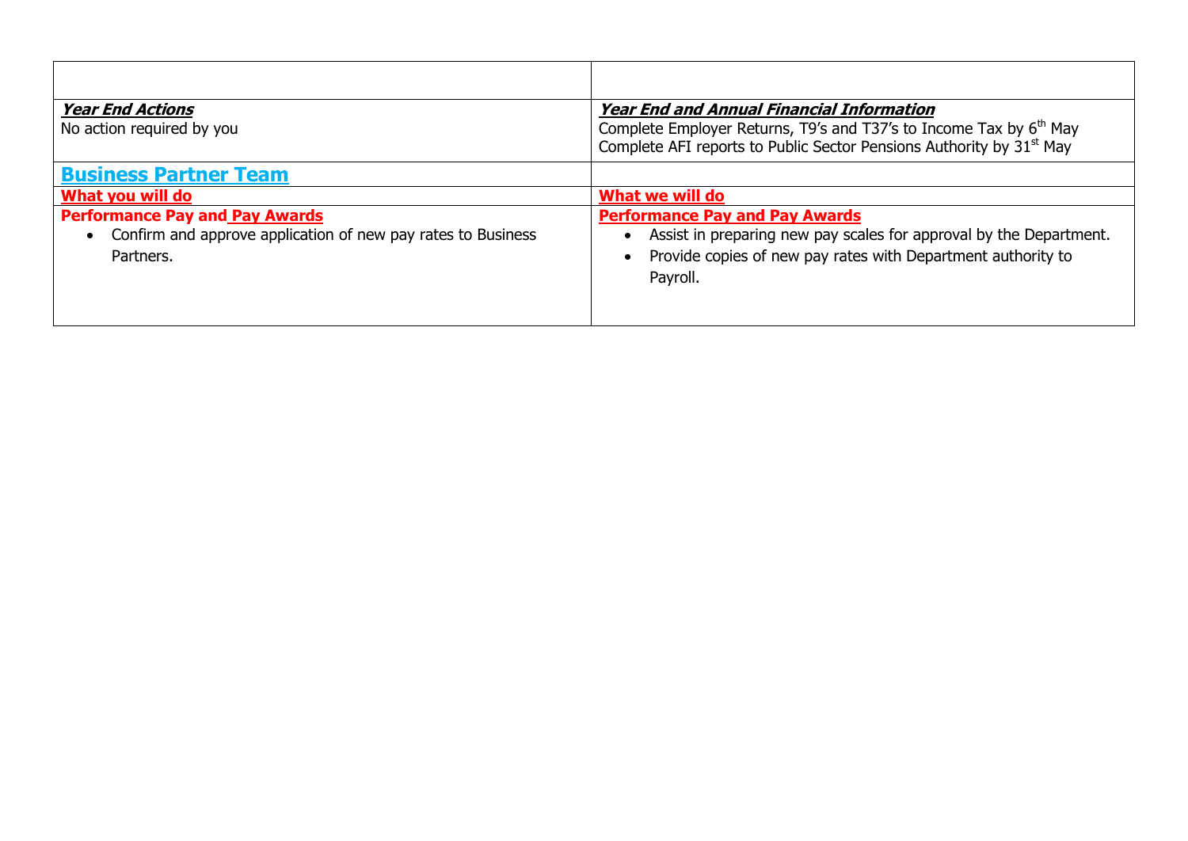| | |
|---|---|
| | |
| ***Year End Actions***<br>No action required by you | ***Year End and Annual Financial Information***<br>Complete Employer Returns, T9's and T37's to Income Tax by 6th May<br>Complete AFI reports to Public Sector Pensions Authority by 31st May |
| **Business Partner Team** | |
| **What you will do** | **What we will do** |
| **Performance Pay and Pay Awards**<br>• Confirm and approve application of new pay rates to Business Partners. | **Performance Pay and Pay Awards**<br>• Assist in preparing new pay scales for approval by the Department.<br>• Provide copies of new pay rates with Department authority to Payroll. |